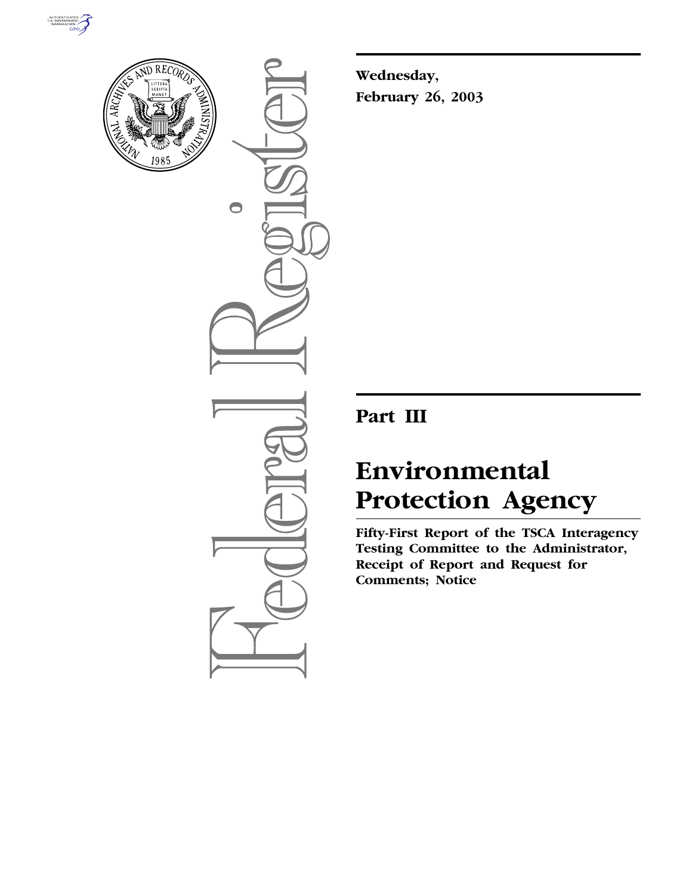**Wednesday,**
**February 26, 2003**

## Part III

# Environmental Protection Agency

**Fifty-First Report of the TSCA Interagency Testing Committee to the Administrator, Receipt of Report and Request for Comments; Notice**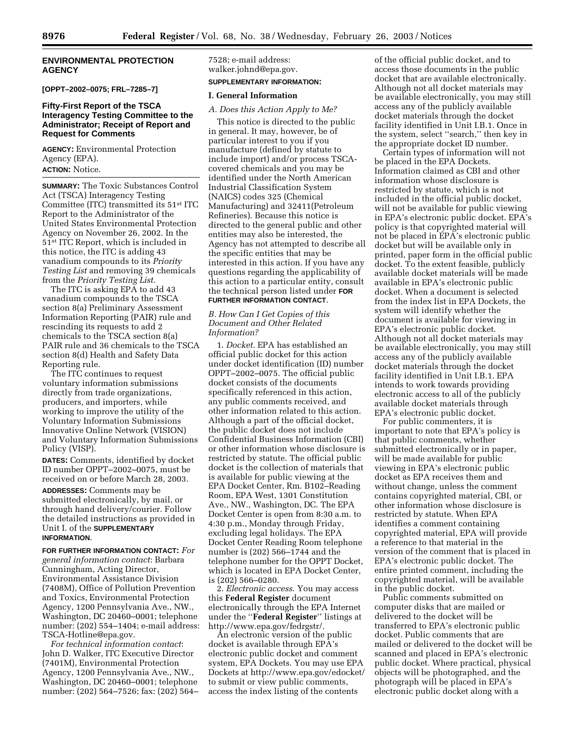## ENVIRONMENTAL PROTECTION AGENCY

**[OPPT–2002–0075; FRL–7285–7]**

### Fifty-First Report of the TSCA Interagency Testing Committee to the Administrator; Receipt of Report and Request for Comments

**AGENCY:** Environmental Protection Agency (EPA).

**ACTION:** Notice.

**SUMMARY:** The Toxic Substances Control Act (TSCA) Interagency Testing Committee (ITC) transmitted its 51st ITC Report to the Administrator of the United States Environmental Protection Agency on November 26, 2002. In the 51st ITC Report, which is included in this notice, the ITC is adding 43 vanadium compounds to its *Priority Testing List* and removing 39 chemicals from the *Priority Testing List*.

The ITC is asking EPA to add 43 vanadium compounds to the TSCA section 8(a) Preliminary Assessment Information Reporting (PAIR) rule and rescinding its requests to add 2 chemicals to the TSCA section 8(a) PAIR rule and 36 chemicals to the TSCA section 8(d) Health and Safety Data Reporting rule.

The ITC continues to request voluntary information submissions directly from trade organizations, producers, and importers, while working to improve the utility of the Voluntary Information Submissions Innovative Online Network (VISION) and Voluntary Information Submissions Policy (VISP).

**DATES:** Comments, identified by docket ID number OPPT–2002–0075, must be received on or before March 28, 2003.

**ADDRESSES:** Comments may be submitted electronically, by mail, or through hand delivery/courier. Follow the detailed instructions as provided in Unit I. of the **SUPPLEMENTARY INFORMATION**.

**FOR FURTHER INFORMATION CONTACT:** *For general information contact*: Barbara Cunningham, Acting Director, Environmental Assistance Division (7408M), Office of Pollution Prevention and Toxics, Environmental Protection Agency, 1200 Pennsylvania Ave., NW., Washington, DC 20460–0001; telephone number: (202) 554–1404; e-mail address: TSCA-Hotline@epa.gov.

*For technical information contact*: John D. Walker, ITC Executive Director (7401M), Environmental Protection Agency, 1200 Pennsylvania Ave., NW., Washington, DC 20460–0001; telephone number: (202) 564–7526; fax: (202) 564–7528; e-mail address: walker.johnd@epa.gov.

**SUPPLEMENTARY INFORMATION:**

### I. General Information

#### *A. Does this Action Apply to Me?*

This notice is directed to the public in general. It may, however, be of particular interest to you if you manufacture (defined by statute to include import) and/or process TSCA-covered chemicals and you may be identified under the North American Industrial Classification System (NAICS) codes 325 (Chemical Manufacturing) and 32411(Petroleum Refineries). Because this notice is directed to the general public and other entities may also be interested, the Agency has not attempted to describe all the specific entities that may be interested in this action. If you have any questions regarding the applicability of this action to a particular entity, consult the technical person listed under **FOR FURTHER INFORMATION CONTACT**.

#### *B. How Can I Get Copies of this Document and Other Related Information?*

1. *Docket.* EPA has established an official public docket for this action under docket identification (ID) number OPPT–2002–0075. The official public docket consists of the documents specifically referenced in this action, any public comments received, and other information related to this action. Although a part of the official docket, the public docket does not include Confidential Business Information (CBI) or other information whose disclosure is restricted by statute. The official public docket is the collection of materials that is available for public viewing at the EPA Docket Center, Rm. B102–Reading Room, EPA West, 1301 Constitution Ave., NW., Washington, DC. The EPA Docket Center is open from 8:30 a.m. to 4:30 p.m., Monday through Friday, excluding legal holidays. The EPA Docket Center Reading Room telephone number is (202) 566–1744 and the telephone number for the OPPT Docket, which is located in EPA Docket Center, is (202) 566–0280.

2. *Electronic access.* You may access this **Federal Register** document electronically through the EPA Internet under the ''**Federal Register**'' listings at http://www.epa.gov/fedrgstr/.

An electronic version of the public docket is available through EPA's electronic public docket and comment system, EPA Dockets. You may use EPA Dockets at http://www.epa.gov/edocket/ to submit or view public comments, access the index listing of the contents of the official public docket, and to access those documents in the public docket that are available electronically. Although not all docket materials may be available electronically, you may still access any of the publicly available docket materials through the docket facility identified in Unit I.B.1. Once in the system, select ''search,'' then key in the appropriate docket ID number.

Certain types of information will not be placed in the EPA Dockets. Information claimed as CBI and other information whose disclosure is restricted by statute, which is not included in the official public docket, will not be available for public viewing in EPA's electronic public docket. EPA's policy is that copyrighted material will not be placed in EPA's electronic public docket but will be available only in printed, paper form in the official public docket. To the extent feasible, publicly available docket materials will be made available in EPA's electronic public docket. When a document is selected from the index list in EPA Dockets, the system will identify whether the document is available for viewing in EPA's electronic public docket. Although not all docket materials may be available electronically, you may still access any of the publicly available docket materials through the docket facility identified in Unit I.B.1. EPA intends to work towards providing electronic access to all of the publicly available docket materials through EPA's electronic public docket.

For public commenters, it is important to note that EPA's policy is that public comments, whether submitted electronically or in paper, will be made available for public viewing in EPA's electronic public docket as EPA receives them and without change, unless the comment contains copyrighted material, CBI, or other information whose disclosure is restricted by statute. When EPA identifies a comment containing copyrighted material, EPA will provide a reference to that material in the version of the comment that is placed in EPA's electronic public docket. The entire printed comment, including the copyrighted material, will be available in the public docket.

Public comments submitted on computer disks that are mailed or delivered to the docket will be transferred to EPA's electronic public docket. Public comments that are mailed or delivered to the docket will be scanned and placed in EPA's electronic public docket. Where practical, physical objects will be photographed, and the photograph will be placed in EPA's electronic public docket along with a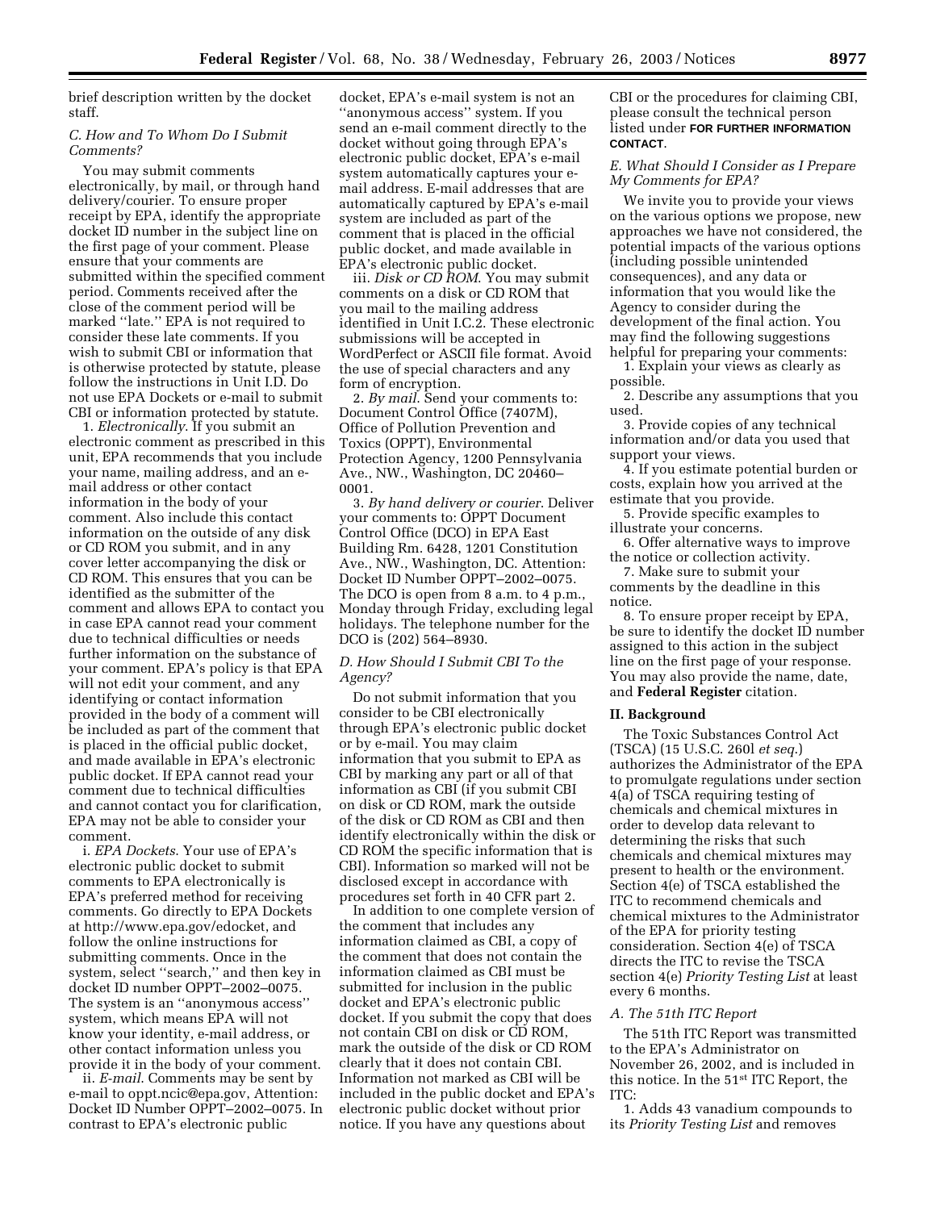brief description written by the docket staff.

### *C. How and To Whom Do I Submit Comments?*

You may submit comments electronically, by mail, or through hand delivery/courier. To ensure proper receipt by EPA, identify the appropriate docket ID number in the subject line on the first page of your comment. Please ensure that your comments are submitted within the specified comment period. Comments received after the close of the comment period will be marked ''late.'' EPA is not required to consider these late comments. If you wish to submit CBI or information that is otherwise protected by statute, please follow the instructions in Unit I.D. Do not use EPA Dockets or e-mail to submit CBI or information protected by statute.

1. *Electronically.* If you submit an electronic comment as prescribed in this unit, EPA recommends that you include your name, mailing address, and an e-mail address or other contact information in the body of your comment. Also include this contact information on the outside of any disk or CD ROM you submit, and in any cover letter accompanying the disk or CD ROM. This ensures that you can be identified as the submitter of the comment and allows EPA to contact you in case EPA cannot read your comment due to technical difficulties or needs further information on the substance of your comment. EPA's policy is that EPA will not edit your comment, and any identifying or contact information provided in the body of a comment will be included as part of the comment that is placed in the official public docket, and made available in EPA's electronic public docket. If EPA cannot read your comment due to technical difficulties and cannot contact you for clarification, EPA may not be able to consider your comment.

i. *EPA Dockets.* Your use of EPA's electronic public docket to submit comments to EPA electronically is EPA's preferred method for receiving comments. Go directly to EPA Dockets at http://www.epa.gov/edocket, and follow the online instructions for submitting comments. Once in the system, select ''search,'' and then key in docket ID number OPPT–2002–0075. The system is an ''anonymous access'' system, which means EPA will not know your identity, e-mail address, or other contact information unless you provide it in the body of your comment.

ii. *E-mail.* Comments may be sent by e-mail to oppt.ncic@epa.gov, Attention: Docket ID Number OPPT–2002–0075. In contrast to EPA's electronic public docket, EPA's e-mail system is not an ''anonymous access'' system. If you send an e-mail comment directly to the docket without going through EPA's electronic public docket, EPA's e-mail system automatically captures your e-mail address. E-mail addresses that are automatically captured by EPA's e-mail system are included as part of the comment that is placed in the official public docket, and made available in EPA's electronic public docket.

iii. *Disk or CD ROM.* You may submit comments on a disk or CD ROM that you mail to the mailing address identified in Unit I.C.2. These electronic submissions will be accepted in WordPerfect or ASCII file format. Avoid the use of special characters and any form of encryption.

2. *By mail.* Send your comments to: Document Control Office (7407M), Office of Pollution Prevention and Toxics (OPPT), Environmental Protection Agency, 1200 Pennsylvania Ave., NW., Washington, DC 20460–0001.

3. *By hand delivery or courier.* Deliver your comments to: OPPT Document Control Office (DCO) in EPA East Building Rm. 6428, 1201 Constitution Ave., NW., Washington, DC. Attention: Docket ID Number OPPT–2002–0075. The DCO is open from 8 a.m. to 4 p.m., Monday through Friday, excluding legal holidays. The telephone number for the DCO is (202) 564–8930.

### *D. How Should I Submit CBI To the Agency?*

Do not submit information that you consider to be CBI electronically through EPA's electronic public docket or by e-mail. You may claim information that you submit to EPA as CBI by marking any part or all of that information as CBI (if you submit CBI on disk or CD ROM, mark the outside of the disk or CD ROM as CBI and then identify electronically within the disk or CD ROM the specific information that is CBI). Information so marked will not be disclosed except in accordance with procedures set forth in 40 CFR part 2.

In addition to one complete version of the comment that includes any information claimed as CBI, a copy of the comment that does not contain the information claimed as CBI must be submitted for inclusion in the public docket and EPA's electronic public docket. If you submit the copy that does not contain CBI on disk or CD ROM, mark the outside of the disk or CD ROM clearly that it does not contain CBI. Information not marked as CBI will be included in the public docket and EPA's electronic public docket without prior notice. If you have any questions about CBI or the procedures for claiming CBI, please consult the technical person listed under **FOR FURTHER INFORMATION CONTACT**.

### *E. What Should I Consider as I Prepare My Comments for EPA?*

We invite you to provide your views on the various options we propose, new approaches we have not considered, the potential impacts of the various options (including possible unintended consequences), and any data or information that you would like the Agency to consider during the development of the final action. You may find the following suggestions helpful for preparing your comments:

1. Explain your views as clearly as possible.
2. Describe any assumptions that you used.
3. Provide copies of any technical information and/or data you used that support your views.
4. If you estimate potential burden or costs, explain how you arrived at the estimate that you provide.
5. Provide specific examples to illustrate your concerns.
6. Offer alternative ways to improve the notice or collection activity.
7. Make sure to submit your comments by the deadline in this notice.
8. To ensure proper receipt by EPA, be sure to identify the docket ID number assigned to this action in the subject line on the first page of your response. You may also provide the name, date, and **Federal Register** citation.

## II. Background

The Toxic Substances Control Act (TSCA) (15 U.S.C. 260l *et seq.*) authorizes the Administrator of the EPA to promulgate regulations under section 4(a) of TSCA requiring testing of chemicals and chemical mixtures in order to develop data relevant to determining the risks that such chemicals and chemical mixtures may present to health or the environment. Section 4(e) of TSCA established the ITC to recommend chemicals and chemical mixtures to the Administrator of the EPA for priority testing consideration. Section 4(e) of TSCA directs the ITC to revise the TSCA section 4(e) *Priority Testing List* at least every 6 months.

### *A. The 51th ITC Report*

The 51th ITC Report was transmitted to the EPA's Administrator on November 26, 2002, and is included in this notice. In the 51st ITC Report, the ITC:

1. Adds 43 vanadium compounds to its *Priority Testing List* and removes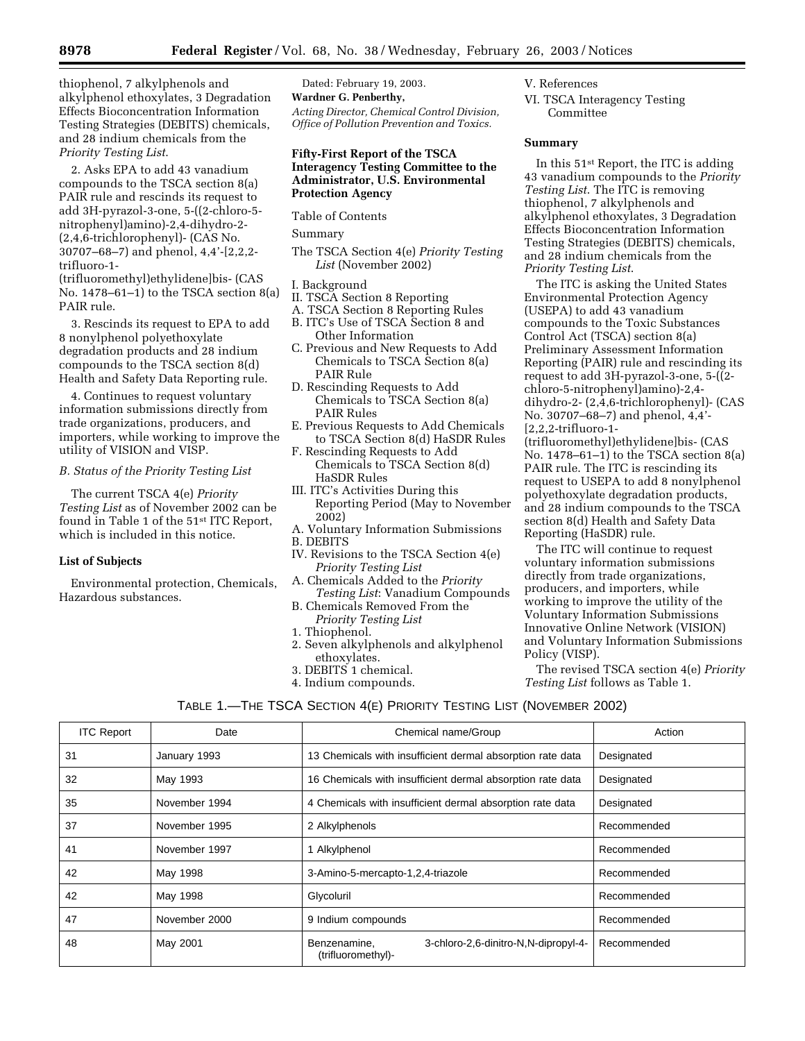thiophenol, 7 alkylphenols and alkylphenol ethoxylates, 3 Degradation Effects Bioconcentration Information Testing Strategies (DEBITS) chemicals, and 28 indium chemicals from the *Priority Testing List*.

2. Asks EPA to add 43 vanadium compounds to the TSCA section 8(a) PAIR rule and rescinds its request to add 3H-pyrazol-3-one, 5-((2-chloro-5-nitrophenyl)amino)-2,4-dihydro-2-(2,4,6-trichlorophenyl)- (CAS No. 30707–68–7) and phenol, 4,4'-[2,2,2-trifluoro-1-(trifluoromethyl)ethylidene]bis- (CAS No. 1478–61–1) to the TSCA section 8(a) PAIR rule.

3. Rescinds its request to EPA to add 8 nonylphenol polyethoxylate degradation products and 28 indium compounds to the TSCA section 8(d) Health and Safety Data Reporting rule.

4. Continues to request voluntary information submissions directly from trade organizations, producers, and importers, while working to improve the utility of VISION and VISP.

*B. Status of the Priority Testing List*

The current TSCA 4(e) *Priority Testing List* as of November 2002 can be found in Table 1 of the 51st ITC Report, which is included in this notice.

**List of Subjects**

Environmental protection, Chemicals, Hazardous substances.

Dated: February 19, 2003.

**Wardner G. Penberthy,**

*Acting Director, Chemical Control Division, Office of Pollution Prevention and Toxics.*

**Fifty-First Report of the TSCA Interagency Testing Committee to the Administrator, U.S. Environmental Protection Agency**

Table of Contents

Summary

The TSCA Section 4(e) *Priority Testing List* (November 2002)

I. Background
II. TSCA Section 8 Reporting
A. TSCA Section 8 Reporting Rules
B. ITC's Use of TSCA Section 8 and Other Information
C. Previous and New Requests to Add Chemicals to TSCA Section 8(a) PAIR Rule
D. Rescinding Requests to Add Chemicals to TSCA Section 8(a) PAIR Rules
E. Previous Requests to Add Chemicals to TSCA Section 8(d) HaSDR Rules
F. Rescinding Requests to Add Chemicals to TSCA Section 8(d) HaSDR Rules
III. ITC's Activities During this Reporting Period (May to November 2002)
A. Voluntary Information Submissions
B. DEBITS
IV. Revisions to the TSCA Section 4(e) *Priority Testing List*
A. Chemicals Added to the *Priority Testing List*: Vanadium Compounds
B. Chemicals Removed From the *Priority Testing List*
1. Thiophenol.
2. Seven alkylphenols and alkylphenol ethoxylates.
3. DEBITS 1 chemical.
4. Indium compounds.
V. References
VI. TSCA Interagency Testing Committee

**Summary**

In this 51st Report, the ITC is adding 43 vanadium compounds to the *Priority Testing List*. The ITC is removing thiophenol, 7 alkylphenols and alkylphenol ethoxylates, 3 Degradation Effects Bioconcentration Information Testing Strategies (DEBITS) chemicals, and 28 indium chemicals from the *Priority Testing List*.

The ITC is asking the United States Environmental Protection Agency (USEPA) to add 43 vanadium compounds to the Toxic Substances Control Act (TSCA) section 8(a) Preliminary Assessment Information Reporting (PAIR) rule and rescinding its request to add 3H-pyrazol-3-one, 5-((2-chloro-5-nitrophenyl)amino)-2,4-dihydro-2- (2,4,6-trichlorophenyl)- (CAS No. 30707–68–7) and phenol, 4,4'-[2,2,2-trifluoro-1-(trifluoromethyl)ethylidene]bis- (CAS No. 1478–61–1) to the TSCA section 8(a) PAIR rule. The ITC is rescinding its request to USEPA to add 8 nonylphenol polyethoxylate degradation products, and 28 indium compounds to the TSCA section 8(d) Health and Safety Data Reporting (HaSDR) rule.

The ITC will continue to request voluntary information submissions directly from trade organizations, producers, and importers, while working to improve the utility of the Voluntary Information Submissions Innovative Online Network (VISION) and Voluntary Information Submissions Policy (VISP).

The revised TSCA section 4(e) *Priority Testing List* follows as Table 1.

TABLE 1.—THE TSCA SECTION 4(E) PRIORITY TESTING LIST (NOVEMBER 2002)

| ITC Report | Date | Chemical name/Group | Action |
|---|---|---|---|
| 31 | January 1993 | 13 Chemicals with insufficient dermal absorption rate data | Designated |
| 32 | May 1993 | 16 Chemicals with insufficient dermal absorption rate data | Designated |
| 35 | November 1994 | 4 Chemicals with insufficient dermal absorption rate data | Designated |
| 37 | November 1995 | 2 Alkylphenols | Recommended |
| 41 | November 1997 | 1 Alkylphenol | Recommended |
| 42 | May 1998 | 3-Amino-5-mercapto-1,2,4-triazole | Recommended |
| 42 | May 1998 | Glycoluril | Recommended |
| 47 | November 2000 | 9 Indium compounds | Recommended |
| 48 | May 2001 | Benzenamine, 3-chloro-2,6-dinitro-N,N-dipropyl-4-(trifluoromethyl)- | Recommended |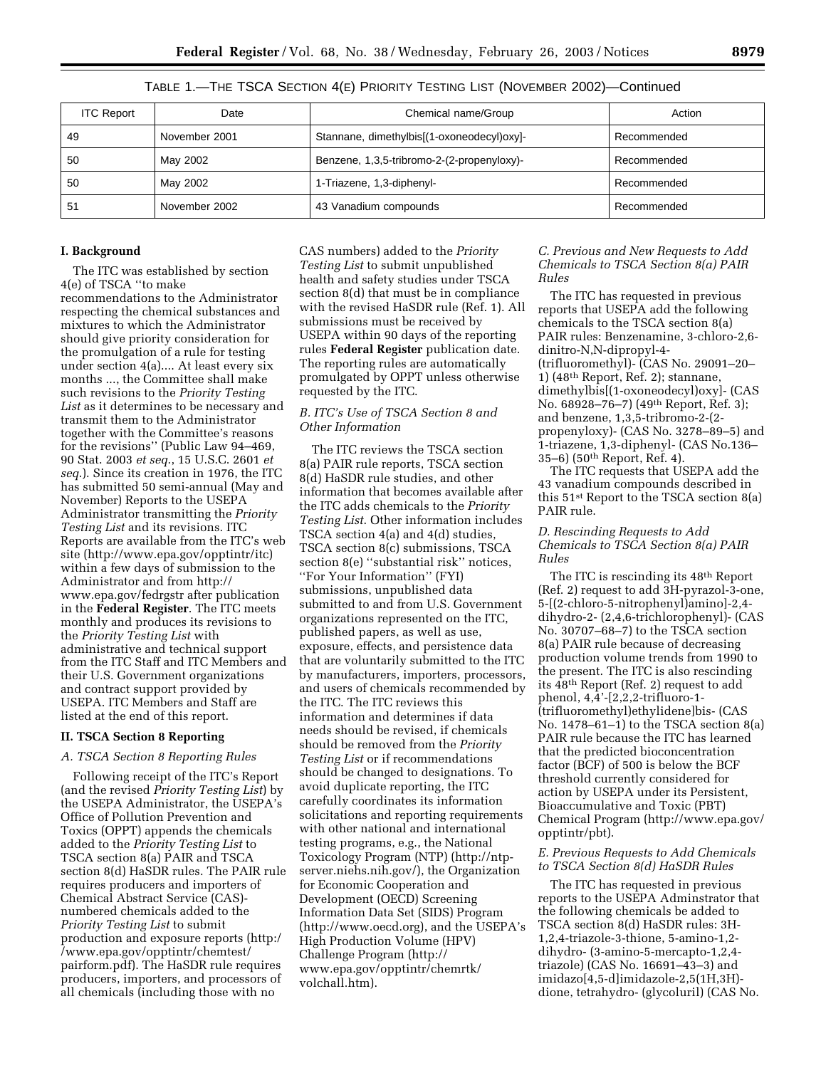TABLE 1.—THE TSCA SECTION 4(E) PRIORITY TESTING LIST (NOVEMBER 2002)—Continued

| ITC Report | Date | Chemical name/Group | Action |
|---|---|---|---|
| 49 | November 2001 | Stannane, dimethylbis[(1-oxoneodecyl)oxy]- | Recommended |
| 50 | May 2002 | Benzene, 1,3,5-tribromo-2-(2-propenyloxy)- | Recommended |
| 50 | May 2002 | 1-Triazene, 1,3-diphenyl- | Recommended |
| 51 | November 2002 | 43 Vanadium compounds | Recommended |

**I. Background**

The ITC was established by section 4(e) of TSCA ''to make recommendations to the Administrator respecting the chemical substances and mixtures to which the Administrator should give priority consideration for the promulgation of a rule for testing under section 4(a).... At least every six months ..., the Committee shall make such revisions to the *Priority Testing List* as it determines to be necessary and transmit them to the Administrator together with the Committee's reasons for the revisions'' (Public Law 94–469, 90 Stat. 2003 *et seq.*, 15 U.S.C. 2601 *et seq.*). Since its creation in 1976, the ITC has submitted 50 semi-annual (May and November) Reports to the USEPA Administrator transmitting the *Priority Testing List* and its revisions. ITC Reports are available from the ITC's web site (http://www.epa.gov/opptintr/itc) within a few days of submission to the Administrator and from http://www.epa.gov/fedrgstr after publication in the **Federal Register**. The ITC meets monthly and produces its revisions to the *Priority Testing List* with administrative and technical support from the ITC Staff and ITC Members and their U.S. Government organizations and contract support provided by USEPA. ITC Members and Staff are listed at the end of this report.

**II. TSCA Section 8 Reporting**

*A. TSCA Section 8 Reporting Rules*

Following receipt of the ITC's Report (and the revised *Priority Testing List*) by the USEPA Administrator, the USEPA's Office of Pollution Prevention and Toxics (OPPT) appends the chemicals added to the *Priority Testing List* to TSCA section 8(a) PAIR and TSCA section 8(d) HaSDR rules. The PAIR rule requires producers and importers of Chemical Abstract Service (CAS)-numbered chemicals added to the *Priority Testing List* to submit production and exposure reports (http://www.epa.gov/opptintr/chemtest/pairform.pdf). The HaSDR rule requires producers, importers, and processors of all chemicals (including those with no CAS numbers) added to the *Priority Testing List* to submit unpublished health and safety studies under TSCA section 8(d) that must be in compliance with the revised HaSDR rule (Ref. 1). All submissions must be received by USEPA within 90 days of the reporting rules **Federal Register** publication date. The reporting rules are automatically promulgated by OPPT unless otherwise requested by the ITC.

*B. ITC's Use of TSCA Section 8 and Other Information*

The ITC reviews the TSCA section 8(a) PAIR rule reports, TSCA section 8(d) HaSDR rule studies, and other information that becomes available after the ITC adds chemicals to the *Priority Testing List*. Other information includes TSCA section 4(a) and 4(d) studies, TSCA section 8(c) submissions, TSCA section 8(e) ''substantial risk'' notices, ''For Your Information'' (FYI) submissions, unpublished data submitted to and from U.S. Government organizations represented on the ITC, published papers, as well as use, exposure, effects, and persistence data that are voluntarily submitted to the ITC by manufacturers, importers, processors, and users of chemicals recommended by the ITC. The ITC reviews this information and determines if data needs should be revised, if chemicals should be removed from the *Priority Testing List* or if recommendations should be changed to designations. To avoid duplicate reporting, the ITC carefully coordinates its information solicitations and reporting requirements with other national and international testing programs, e.g., the National Toxicology Program (NTP) (http://ntp-server.niehs.nih.gov/), the Organization for Economic Cooperation and Development (OECD) Screening Information Data Set (SIDS) Program (http://www.oecd.org), and the USEPA's High Production Volume (HPV) Challenge Program (http://www.epa.gov/opptintr/chemrtk/volchall.htm).

*C. Previous and New Requests to Add Chemicals to TSCA Section 8(a) PAIR Rules*

The ITC has requested in previous reports that USEPA add the following chemicals to the TSCA section 8(a) PAIR rules: Benzenamine, 3-chloro-2,6-dinitro-N,N-dipropyl-4-(trifluoromethyl)- (CAS No. 29091–20–1) (48th Report, Ref. 2); stannane, dimethylbis[(1-oxoneodecyl)oxy]- (CAS No. 68928–76–7) (49th Report, Ref. 3); and benzene, 1,3,5-tribromo-2-(2-propenyloxy)- (CAS No. 3278–89–5) and 1-triazene, 1,3-diphenyl- (CAS No.136–35–6) (50th Report, Ref. 4).

The ITC requests that USEPA add the 43 vanadium compounds described in this 51st Report to the TSCA section 8(a) PAIR rule.

*D. Rescinding Requests to Add Chemicals to TSCA Section 8(a) PAIR Rules*

The ITC is rescinding its 48th Report (Ref. 2) request to add 3H-pyrazol-3-one, 5-[(2-chloro-5-nitrophenyl)amino]-2,4-dihydro-2- (2,4,6-trichlorophenyl)- (CAS No. 30707–68–7) to the TSCA section 8(a) PAIR rule because of decreasing production volume trends from 1990 to the present. The ITC is also rescinding its 48th Report (Ref. 2) request to add phenol, 4,4'-[2,2,2-trifluoro-1-(trifluoromethyl)ethylidene]bis- (CAS No. 1478–61–1) to the TSCA section 8(a) PAIR rule because the ITC has learned that the predicted bioconcentration factor (BCF) of 500 is below the BCF threshold currently considered for action by USEPA under its Persistent, Bioaccumulative and Toxic (PBT) Chemical Program (http://www.epa.gov/opptintr/pbt).

*E. Previous Requests to Add Chemicals to TSCA Section 8(d) HaSDR Rules*

The ITC has requested in previous reports to the USEPA Adminstrator that the following chemicals be added to TSCA section 8(d) HaSDR rules: 3H-1,2,4-triazole-3-thione, 5-amino-1,2-dihydro- (3-amino-5-mercapto-1,2,4-triazole) (CAS No. 16691–43–3) and imidazo[4,5-d]imidazole-2,5(1H,3H)-dione, tetrahydro- (glycoluril) (CAS No.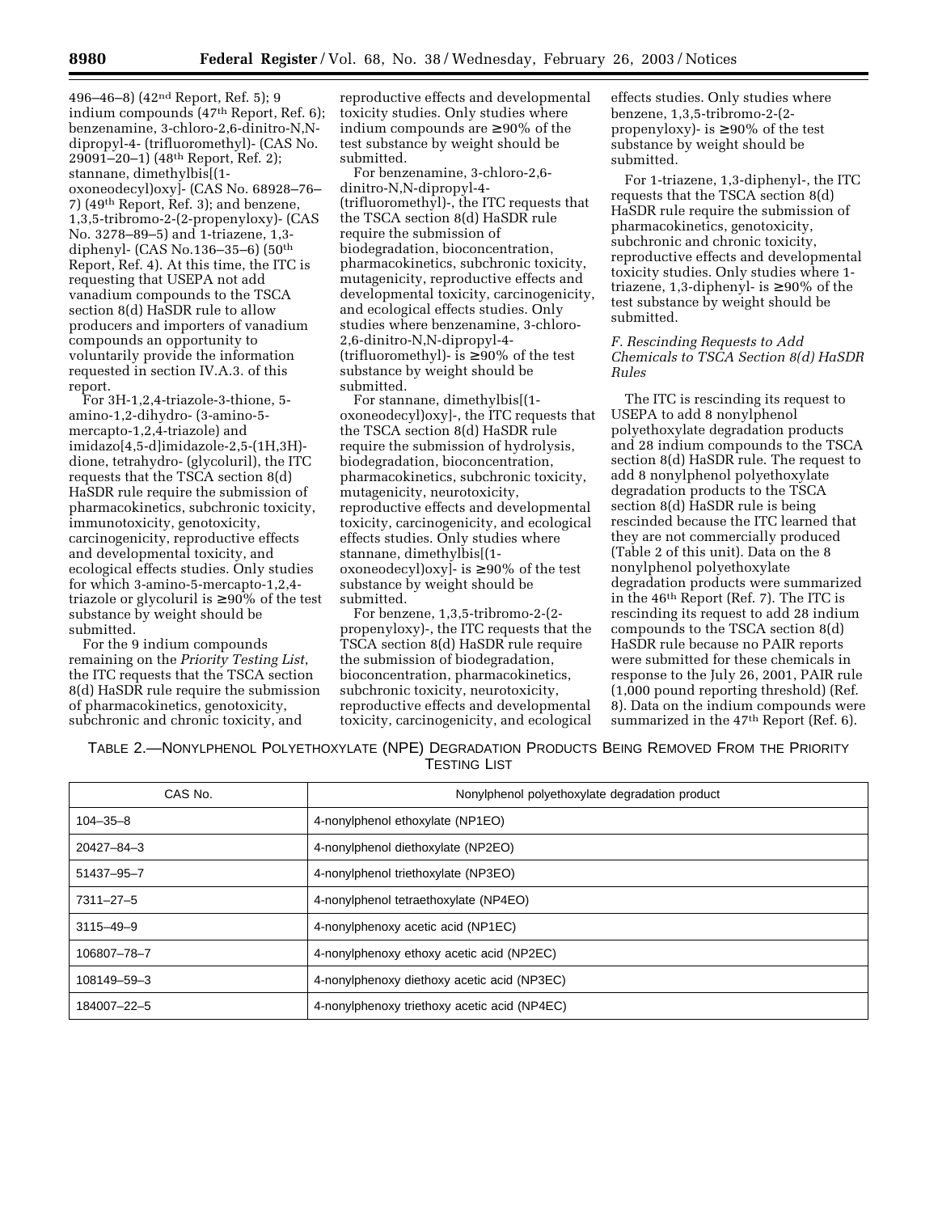496–46–8) (42nd Report, Ref. 5); 9 indium compounds (47th Report, Ref. 6); benzenamine, 3-chloro-2,6-dinitro-N,N-dipropyl-4- (trifluoromethyl)- (CAS No. 29091–20–1) (48th Report, Ref. 2); stannane, dimethylbis[(1-oxoneodecyl)oxy]- (CAS No. 68928–76–7) (49th Report, Ref. 3); and benzene, 1,3,5-tribromo-2-(2-propenyloxy)- (CAS No. 3278–89–5) and 1-triazene, 1,3-diphenyl- (CAS No.136–35–6) (50th Report, Ref. 4). At this time, the ITC is requesting that USEPA not add vanadium compounds to the TSCA section 8(d) HaSDR rule to allow producers and importers of vanadium compounds an opportunity to voluntarily provide the information requested in section IV.A.3. of this report.

For 3H-1,2,4-triazole-3-thione, 5-amino-1,2-dihydro- (3-amino-5-mercapto-1,2,4-triazole) and imidazo[4,5-d]imidazole-2,5-(1H,3H)-dione, tetrahydro- (glycoluril), the ITC requests that the TSCA section 8(d) HaSDR rule require the submission of pharmacokinetics, subchronic toxicity, immunotoxicity, genotoxicity, carcinogenicity, reproductive effects and developmental toxicity, and ecological effects studies. Only studies for which 3-amino-5-mercapto-1,2,4-triazole or glycoluril is ≥90% of the test substance by weight should be submitted.

For the 9 indium compounds remaining on the *Priority Testing List*, the ITC requests that the TSCA section 8(d) HaSDR rule require the submission of pharmacokinetics, genotoxicity, subchronic and chronic toxicity, and reproductive effects and developmental toxicity studies. Only studies where indium compounds are ≥90% of the test substance by weight should be submitted.

For benzenamine, 3-chloro-2,6-dinitro-N,N-dipropyl-4-(trifluoromethyl)-, the ITC requests that the TSCA section 8(d) HaSDR rule require the submission of biodegradation, bioconcentration, pharmacokinetics, subchronic toxicity, mutagenicity, reproductive effects and developmental toxicity, carcinogenicity, and ecological effects studies. Only studies where benzenamine, 3-chloro-2,6-dinitro-N,N-dipropyl-4-(trifluoromethyl)- is ≥90% of the test substance by weight should be submitted.

For stannane, dimethylbis[(1-oxoneodecyl)oxy]-, the ITC requests that the TSCA section 8(d) HaSDR rule require the submission of hydrolysis, biodegradation, bioconcentration, pharmacokinetics, subchronic toxicity, mutagenicity, neurotoxicity, reproductive effects and developmental toxicity, carcinogenicity, and ecological effects studies. Only studies where stannane, dimethylbis[(1-oxoneodecyl)oxy]- is ≥90% of the test substance by weight should be submitted.

For benzene, 1,3,5-tribromo-2-(2-propenyloxy)-, the ITC requests that the TSCA section 8(d) HaSDR rule require the submission of biodegradation, bioconcentration, pharmacokinetics, subchronic toxicity, neurotoxicity, reproductive effects and developmental toxicity, carcinogenicity, and ecological effects studies. Only studies where benzene, 1,3,5-tribromo-2-(2-propenyloxy)- is ≥90% of the test substance by weight should be submitted.

For 1-triazene, 1,3-diphenyl-, the ITC requests that the TSCA section 8(d) HaSDR rule require the submission of pharmacokinetics, genotoxicity, subchronic and chronic toxicity, reproductive effects and developmental toxicity studies. Only studies where 1-triazene, 1,3-diphenyl- is ≥90% of the test substance by weight should be submitted.

### *F. Rescinding Requests to Add Chemicals to TSCA Section 8(d) HaSDR Rules*

The ITC is rescinding its request to USEPA to add 8 nonylphenol polyethoxylate degradation products and 28 indium compounds to the TSCA section 8(d) HaSDR rule. The request to add 8 nonylphenol polyethoxylate degradation products to the TSCA section 8(d) HaSDR rule is being rescinded because the ITC learned that they are not commercially produced (Table 2 of this unit). Data on the 8 nonylphenol polyethoxylate degradation products were summarized in the 46th Report (Ref. 7). The ITC is rescinding its request to add 28 indium compounds to the TSCA section 8(d) HaSDR rule because no PAIR reports were submitted for these chemicals in response to the July 26, 2001, PAIR rule (1,000 pound reporting threshold) (Ref. 8). Data on the indium compounds were summarized in the 47th Report (Ref. 6).

TABLE 2.—NONYLPHENOL POLYETHOXYLATE (NPE) DEGRADATION PRODUCTS BEING REMOVED FROM THE PRIORITY TESTING LIST

| CAS No. | Nonylphenol polyethoxylate degradation product |
|---|---|
| 104–35–8 | 4-nonylphenol ethoxylate (NP1EO) |
| 20427–84–3 | 4-nonylphenol diethoxylate (NP2EO) |
| 51437–95–7 | 4-nonylphenol triethoxylate (NP3EO) |
| 7311–27–5 | 4-nonylphenol tetraethoxylate (NP4EO) |
| 3115–49–9 | 4-nonylphenoxy acetic acid (NP1EC) |
| 106807–78–7 | 4-nonylphenoxy ethoxy acetic acid (NP2EC) |
| 108149–59–3 | 4-nonylphenoxy diethoxy acetic acid (NP3EC) |
| 184007–22–5 | 4-nonylphenoxy triethoxy acetic acid (NP4EC) |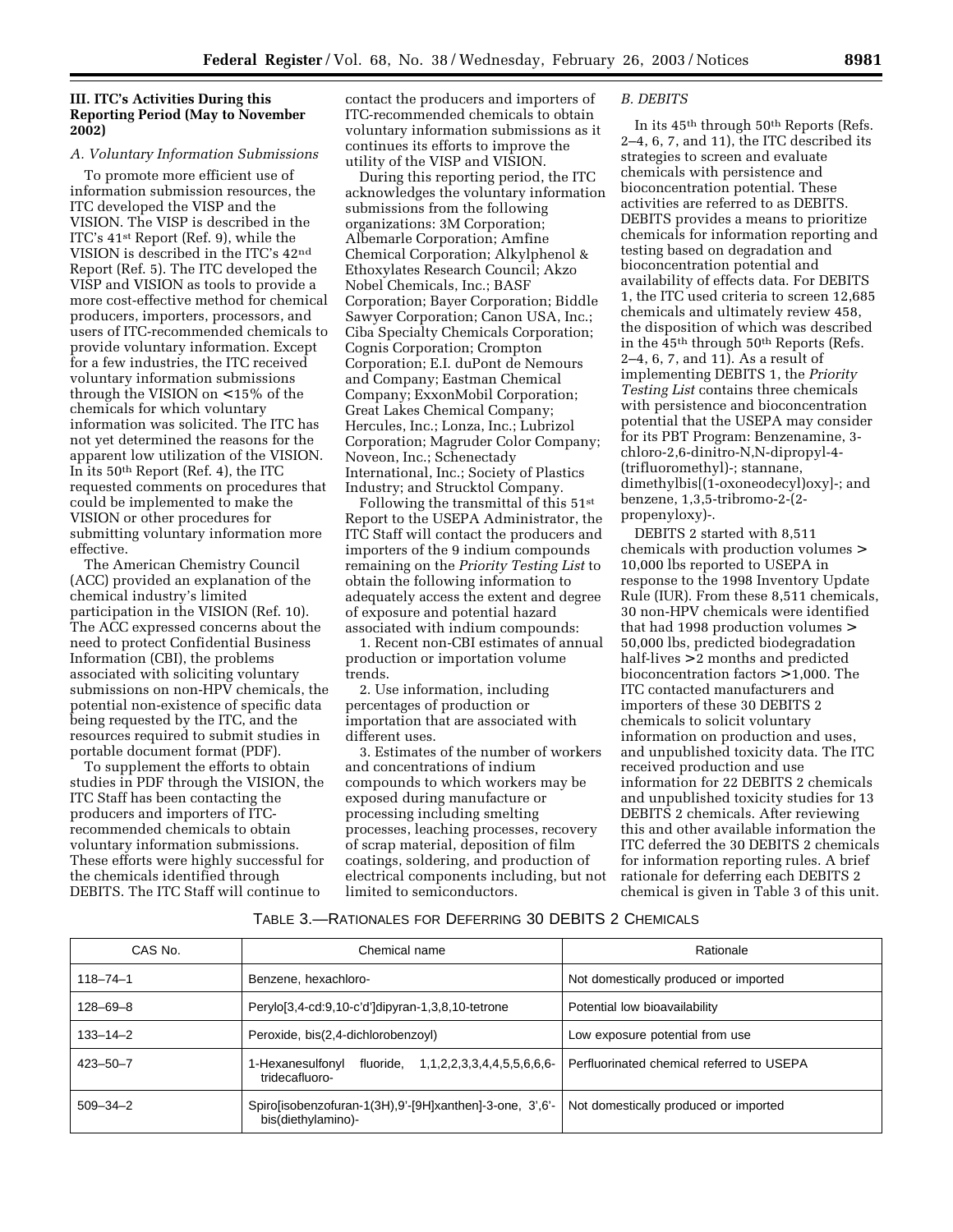## III. ITC's Activities During this Reporting Period (May to November 2002)

### A. Voluntary Information Submissions

To promote more efficient use of information submission resources, the ITC developed the VISP and the VISION. The VISP is described in the ITC's 41st Report (Ref. 9), while the VISION is described in the ITC's 42nd Report (Ref. 5). The ITC developed the VISP and VISION as tools to provide a more cost-effective method for chemical producers, importers, processors, and users of ITC-recommended chemicals to provide voluntary information. Except for a few industries, the ITC received voluntary information submissions through the VISION on <15% of the chemicals for which voluntary information was solicited. The ITC has not yet determined the reasons for the apparent low utilization of the VISION. In its 50th Report (Ref. 4), the ITC requested comments on procedures that could be implemented to make the VISION or other procedures for submitting voluntary information more effective.

The American Chemistry Council (ACC) provided an explanation of the chemical industry's limited participation in the VISION (Ref. 10). The ACC expressed concerns about the need to protect Confidential Business Information (CBI), the problems associated with soliciting voluntary submissions on non-HPV chemicals, the potential non-existence of specific data being requested by the ITC, and the resources required to submit studies in portable document format (PDF).

To supplement the efforts to obtain studies in PDF through the VISION, the ITC Staff has been contacting the producers and importers of ITC-recommended chemicals to obtain voluntary information submissions. These efforts were highly successful for the chemicals identified through DEBITS. The ITC Staff will continue to contact the producers and importers of ITC-recommended chemicals to obtain voluntary information submissions as it continues its efforts to improve the utility of the VISP and VISION.

During this reporting period, the ITC acknowledges the voluntary information submissions from the following organizations: 3M Corporation; Albemarle Corporation; Amfine Chemical Corporation; Alkylphenol & Ethoxylates Research Council; Akzo Nobel Chemicals, Inc.; BASF Corporation; Bayer Corporation; Biddle Sawyer Corporation; Canon USA, Inc.; Ciba Specialty Chemicals Corporation; Cognis Corporation; Crompton Corporation; E.I. duPont de Nemours and Company; Eastman Chemical Company; ExxonMobil Corporation; Great Lakes Chemical Company; Hercules, Inc.; Lonza, Inc.; Lubrizol Corporation; Magruder Color Company; Noveon, Inc.; Schenectady International, Inc.; Society of Plastics Industry; and Strucktol Company.

Following the transmittal of this 51st Report to the USEPA Administrator, the ITC Staff will contact the producers and importers of the 9 indium compounds remaining on the *Priority Testing List* to obtain the following information to adequately access the extent and degree of exposure and potential hazard associated with indium compounds:

1. Recent non-CBI estimates of annual production or importation volume trends.

2. Use information, including percentages of production or importation that are associated with different uses.

3. Estimates of the number of workers and concentrations of indium compounds to which workers may be exposed during manufacture or processing including smelting processes, leaching processes, recovery of scrap material, deposition of film coatings, soldering, and production of electrical components including, but not limited to semiconductors.

### B. DEBITS

In its 45th through 50th Reports (Refs. 2–4, 6, 7, and 11), the ITC described its strategies to screen and evaluate chemicals with persistence and bioconcentration potential. These activities are referred to as DEBITS. DEBITS provides a means to prioritize chemicals for information reporting and testing based on degradation and bioconcentration potential and availability of effects data. For DEBITS 1, the ITC used criteria to screen 12,685 chemicals and ultimately review 458, the disposition of which was described in the 45th through 50th Reports (Refs. 2–4, 6, 7, and 11). As a result of implementing DEBITS 1, the *Priority Testing List* contains three chemicals with persistence and bioconcentration potential that the USEPA may consider for its PBT Program: Benzenamine, 3-chloro-2,6-dinitro-N,N-dipropyl-4-(trifluoromethyl)-; stannane, dimethylbis[(1-oxoneodecyl)oxy]-; and benzene, 1,3,5-tribromo-2-(2-propenyloxy)-.

DEBITS 2 started with 8,511 chemicals with production volumes > 10,000 lbs reported to USEPA in response to the 1998 Inventory Update Rule (IUR). From these 8,511 chemicals, 30 non-HPV chemicals were identified that had 1998 production volumes > 50,000 lbs, predicted biodegradation half-lives >2 months and predicted bioconcentration factors >1,000. The ITC contacted manufacturers and importers of these 30 DEBITS 2 chemicals to solicit voluntary information on production and uses, and unpublished toxicity data. The ITC received production and use information for 22 DEBITS 2 chemicals and unpublished toxicity studies for 13 DEBITS 2 chemicals. After reviewing this and other available information the ITC deferred the 30 DEBITS 2 chemicals for information reporting rules. A brief rationale for deferring each DEBITS 2 chemical is given in Table 3 of this unit.

TABLE 3.—RATIONALES FOR DEFERRING 30 DEBITS 2 CHEMICALS

| CAS No. | Chemical name | Rationale |
|---|---|---|
| 118–74–1 | Benzene, hexachloro- | Not domestically produced or imported |
| 128–69–8 | Perylo[3,4-cd:9,10-c'd']dipyran-1,3,8,10-tetrone | Potential low bioavailability |
| 133–14–2 | Peroxide, bis(2,4-dichlorobenzoyl) | Low exposure potential from use |
| 423–50–7 | 1-Hexanesulfonyl fluoride, 1,1,2,2,3,3,4,4,5,5,6,6,6-tridecafluoro- | Perfluorinated chemical referred to USEPA |
| 509–34–2 | Spiro[isobenzofuran-1(3H),9'-[9H]xanthen]-3-one, 3',6'-bis(diethylamino)- | Not domestically produced or imported |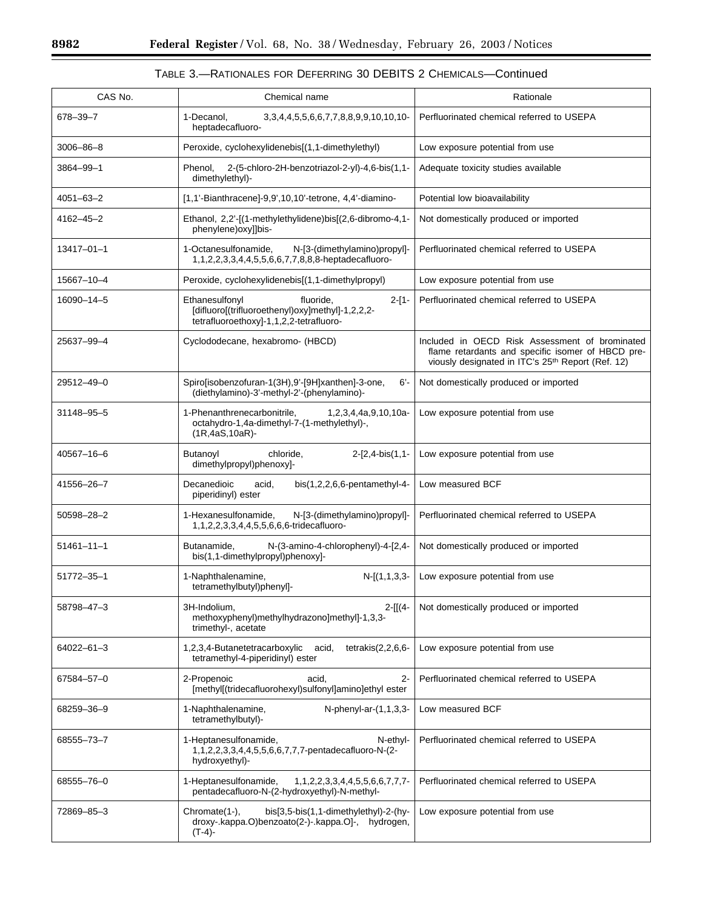TABLE 3.—RATIONALES FOR DEFERRING 30 DEBITS 2 CHEMICALS—Continued

| CAS No. | Chemical name | Rationale |
| --- | --- | --- |
| 678–39–7 | 1-Decanol, 3,3,4,4,5,5,6,6,7,7,8,8,9,9,10,10,10-heptadecafluoro- | Perfluorinated chemical referred to USEPA |
| 3006–86–8 | Peroxide, cyclohexylidenebis[(1,1-dimethylethyl) | Low exposure potential from use |
| 3864–99–1 | Phenol, 2-(5-chloro-2H-benzotriazol-2-yl)-4,6-bis(1,1-dimethylethyl)- | Adequate toxicity studies available |
| 4051–63–2 | [1,1'-Bianthracene]-9,9',10,10'-tetrone, 4,4'-diamino- | Potential low bioavailability |
| 4162–45–2 | Ethanol, 2,2'-[(1-methylethylidene)bis[(2,6-dibromo-4,1-phenylene)oxy]]bis- | Not domestically produced or imported |
| 13417–01–1 | 1-Octanesulfonamide, N-[3-(dimethylamino)propyl]-1,1,2,2,3,3,4,4,5,5,6,6,7,7,8,8,8-heptadecafluoro- | Perfluorinated chemical referred to USEPA |
| 15667–10–4 | Peroxide, cyclohexylidenebis[(1,1-dimethylpropyl) | Low exposure potential from use |
| 16090–14–5 | Ethanesulfonyl fluoride, 2-[1-[difluoro[(trifluoroethenyl)oxy]methyl]-1,2,2,2-tetrafluoroethoxy]-1,1,2,2-tetrafluoro- | Perfluorinated chemical referred to USEPA |
| 25637–99–4 | Cyclododecane, hexabromo- (HBCD) | Included in OECD Risk Assessment of brominated flame retardants and specific isomer of HBCD previously designated in ITC's 25th Report (Ref. 12) |
| 29512–49–0 | Spiro[isobenzofuran-1(3H),9'-[9H]xanthen]-3-one, 6'-(diethylamino)-3'-methyl-2'-(phenylamino)- | Not domestically produced or imported |
| 31148–95–5 | 1-Phenanthrenecarbonitrile, 1,2,3,4,4a,9,10,10a-octahydro-1,4a-dimethyl-7-(1-methylethyl)-, (1R,4aS,10aR)- | Low exposure potential from use |
| 40567–16–6 | Butanoyl chloride, 2-[2,4-bis(1,1-dimethylpropyl)phenoxy]- | Low exposure potential from use |
| 41556–26–7 | Decanedioic acid, bis(1,2,2,6,6-pentamethyl-4-piperidinyl) ester | Low measured BCF |
| 50598–28–2 | 1-Hexanesulfonamide, N-[3-(dimethylamino)propyl]-1,1,2,2,3,3,4,4,5,5,6,6,6-tridecafluoro- | Perfluorinated chemical referred to USEPA |
| 51461–11–1 | Butanamide, N-(3-amino-4-chlorophenyl)-4-[2,4-bis(1,1-dimethylpropyl)phenoxy]- | Not domestically produced or imported |
| 51772–35–1 | 1-Naphthalenamine, N-[(1,1,3,3-tetramethylbutyl)phenyl]- | Low exposure potential from use |
| 58798–47–3 | 3H-Indolium, 2-[[(4-methoxyphenyl)methylhydrazono]methyl]-1,3,3-trimethyl-, acetate | Not domestically produced or imported |
| 64022–61–3 | 1,2,3,4-Butanetetracarboxylic acid, tetrakis(2,2,6,6-tetramethyl-4-piperidinyl) ester | Low exposure potential from use |
| 67584–57–0 | 2-Propenoic acid, 2-[methyl[(tridecafluorohexyl)sulfonyl]amino]ethyl ester | Perfluorinated chemical referred to USEPA |
| 68259–36–9 | 1-Naphthalenamine, N-phenyl-ar-(1,1,3,3-tetramethylbutyl)- | Low measured BCF |
| 68555–73–7 | 1-Heptanesulfonamide, N-ethyl-1,1,2,2,3,3,4,4,5,5,6,6,7,7,7-pentadecafluoro-N-(2-hydroxyethyl)- | Perfluorinated chemical referred to USEPA |
| 68555–76–0 | 1-Heptanesulfonamide, 1,1,2,2,3,3,4,4,5,5,6,6,7,7,7-pentadecafluoro-N-(2-hydroxyethyl)-N-methyl- | Perfluorinated chemical referred to USEPA |
| 72869–85–3 | Chromate(1-), bis[3,5-bis(1,1-dimethylethyl)-2-(hydroxy-.kappa.O)benzoato(2-)-.kappa.O]-, hydrogen, (T-4)- | Low exposure potential from use |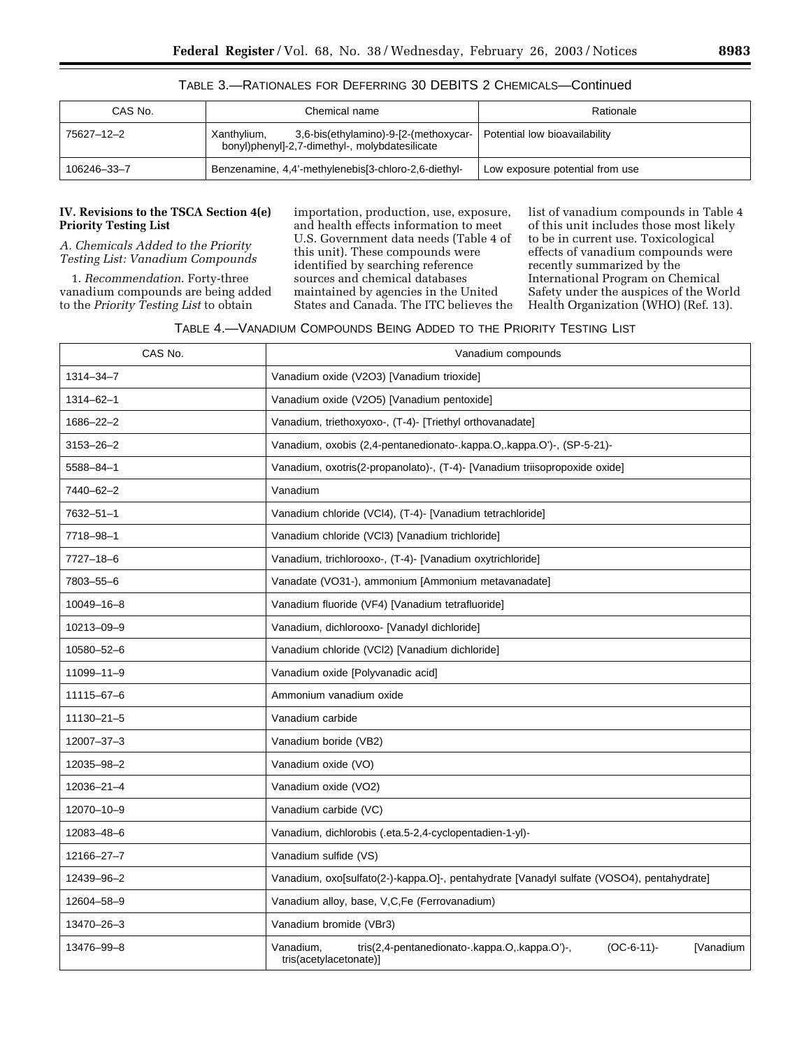TABLE 3.—RATIONALES FOR DEFERRING 30 DEBITS 2 CHEMICALS—Continued

| CAS No. | Chemical name | Rationale |
|---|---|---|
| 75627–12–2 | Xanthylium, 3,6-bis(ethylamino)-9-[2-(methoxycarbonyl)phenyl]-2,7-dimethyl-, molybdatesilicate | Potential low bioavailability |
| 106246–33–7 | Benzenamine, 4,4'-methylenebis[3-chloro-2,6-diethyl- | Low exposure potential from use |

## IV. Revisions to the TSCA Section 4(e) Priority Testing List

### *A. Chemicals Added to the Priority Testing List: Vanadium Compounds*

1. *Recommendation*. Forty-three vanadium compounds are being added to the *Priority Testing List* to obtain importation, production, use, exposure, and health effects information to meet U.S. Government data needs (Table 4 of this unit). These compounds were identified by searching reference sources and chemical databases maintained by agencies in the United States and Canada. The ITC believes the list of vanadium compounds in Table 4 of this unit includes those most likely to be in current use. Toxicological effects of vanadium compounds were recently summarized by the International Program on Chemical Safety under the auspices of the World Health Organization (WHO) (Ref. 13).

TABLE 4.—VANADIUM COMPOUNDS BEING ADDED TO THE PRIORITY TESTING LIST

| CAS No. | Vanadium compounds |
|---|---|
| 1314–34–7 | Vanadium oxide (V2O3) [Vanadium trioxide] |
| 1314–62–1 | Vanadium oxide (V2O5) [Vanadium pentoxide] |
| 1686–22–2 | Vanadium, triethoxyoxo-, (T-4)- [Triethyl orthovanadate] |
| 3153–26–2 | Vanadium, oxobis (2,4-pentanedionato-.kappa.O,.kappa.O')-, (SP-5-21)- |
| 5588–84–1 | Vanadium, oxotris(2-propanolato)-, (T-4)- [Vanadium triisopropoxide oxide] |
| 7440–62–2 | Vanadium |
| 7632–51–1 | Vanadium chloride (VCl4), (T-4)- [Vanadium tetrachloride] |
| 7718–98–1 | Vanadium chloride (VCl3) [Vanadium trichloride] |
| 7727–18–6 | Vanadium, trichlorooxo-, (T-4)- [Vanadium oxytrichloride] |
| 7803–55–6 | Vanadate (VO31-), ammonium [Ammonium metavanadate] |
| 10049–16–8 | Vanadium fluoride (VF4) [Vanadium tetrafluoride] |
| 10213–09–9 | Vanadium, dichlorooxo- [Vanadyl dichloride] |
| 10580–52–6 | Vanadium chloride (VCl2) [Vanadium dichloride] |
| 11099–11–9 | Vanadium oxide [Polyvanadic acid] |
| 11115–67–6 | Ammonium vanadium oxide |
| 11130–21–5 | Vanadium carbide |
| 12007–37–3 | Vanadium boride (VB2) |
| 12035–98–2 | Vanadium oxide (VO) |
| 12036–21–4 | Vanadium oxide (VO2) |
| 12070–10–9 | Vanadium carbide (VC) |
| 12083–48–6 | Vanadium, dichlorobis (.eta.5-2,4-cyclopentadien-1-yl)- |
| 12166–27–7 | Vanadium sulfide (VS) |
| 12439–96–2 | Vanadium, oxo[sulfato(2-)-kappa.O]-, pentahydrate [Vanadyl sulfate (VOSO4), pentahydrate] |
| 12604–58–9 | Vanadium alloy, base, V,C,Fe (Ferrovanadium) |
| 13470–26–3 | Vanadium bromide (VBr3) |
| 13476–99–8 | Vanadium, tris(2,4-pentanedionato-.kappa.O,.kappa.O')-, (OC-6-11)- [Vanadium tris(acetylacetonate)] |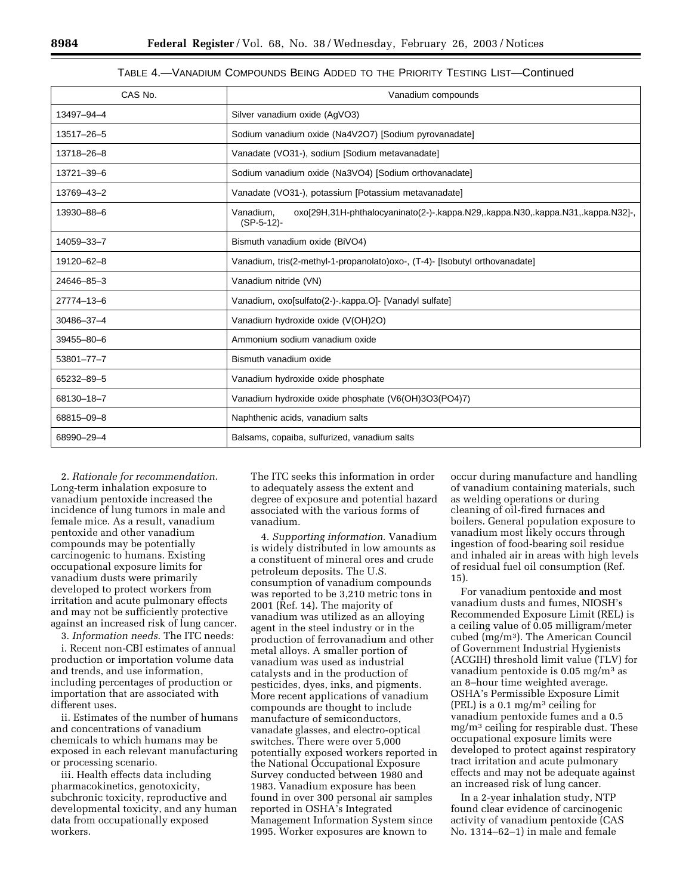TABLE 4.—VANADIUM COMPOUNDS BEING ADDED TO THE PRIORITY TESTING LIST—Continued

| CAS No. | Vanadium compounds |
| --- | --- |
| 13497–94–4 | Silver vanadium oxide (AgVO3) |
| 13517–26–5 | Sodium vanadium oxide (Na4V2O7) [Sodium pyrovanadate] |
| 13718–26–8 | Vanadate (VO31-), sodium [Sodium metavanadate] |
| 13721–39–6 | Sodium vanadium oxide (Na3VO4) [Sodium orthovanadate] |
| 13769–43–2 | Vanadate (VO31-), potassium [Potassium metavanadate] |
| 13930–88–6 | Vanadium, oxo[29H,31H-phthalocyaninato(2-)-.kappa.N29,.kappa.N30,.kappa.N31,.kappa.N32]-, (SP-5-12)- |
| 14059–33–7 | Bismuth vanadium oxide (BiVO4) |
| 19120–62–8 | Vanadium, tris(2-methyl-1-propanolato)oxo-, (T-4)- [Isobutyl orthovanadate] |
| 24646–85–3 | Vanadium nitride (VN) |
| 27774–13–6 | Vanadium, oxo[sulfato(2-)-.kappa.O]- [Vanadyl sulfate] |
| 30486–37–4 | Vanadium hydroxide oxide (V(OH)2O) |
| 39455–80–6 | Ammonium sodium vanadium oxide |
| 53801–77–7 | Bismuth vanadium oxide |
| 65232–89–5 | Vanadium hydroxide oxide phosphate |
| 68130–18–7 | Vanadium hydroxide oxide phosphate (V6(OH)3O3(PO4)7) |
| 68815–09–8 | Naphthenic acids, vanadium salts |
| 68990–29–4 | Balsams, copaiba, sulfurized, vanadium salts |

2. *Rationale for recommendation.* Long-term inhalation exposure to vanadium pentoxide increased the incidence of lung tumors in male and female mice. As a result, vanadium pentoxide and other vanadium compounds may be potentially carcinogenic to humans. Existing occupational exposure limits for vanadium dusts were primarily developed to protect workers from irritation and acute pulmonary effects and may not be sufficiently protective against an increased risk of lung cancer.

3. *Information needs.* The ITC needs:

i. Recent non-CBI estimates of annual production or importation volume data and trends, and use information, including percentages of production or importation that are associated with different uses.

ii. Estimates of the number of humans and concentrations of vanadium chemicals to which humans may be exposed in each relevant manufacturing or processing scenario.

iii. Health effects data including pharmacokinetics, genotoxicity, subchronic toxicity, reproductive and developmental toxicity, and any human data from occupationally exposed workers.

The ITC seeks this information in order to adequately assess the extent and degree of exposure and potential hazard associated with the various forms of vanadium.

4. *Supporting information.* Vanadium is widely distributed in low amounts as a constituent of mineral ores and crude petroleum deposits. The U.S. consumption of vanadium compounds was reported to be 3,210 metric tons in 2001 (Ref. 14). The majority of vanadium was utilized as an alloying agent in the steel industry or in the production of ferrovanadium and other metal alloys. A smaller portion of vanadium was used as industrial catalysts and in the production of pesticides, dyes, inks, and pigments. More recent applications of vanadium compounds are thought to include manufacture of semiconductors, vanadate glasses, and electro-optical switches. There were over 5,000 potentially exposed workers reported in the National Occupational Exposure Survey conducted between 1980 and 1983. Vanadium exposure has been found in over 300 personal air samples reported in OSHA's Integrated Management Information System since 1995. Worker exposures are known to occur during manufacture and handling of vanadium containing materials, such as welding operations or during cleaning of oil-fired furnaces and boilers. General population exposure to vanadium most likely occurs through ingestion of food-bearing soil residue and inhaled air in areas with high levels of residual fuel oil consumption (Ref. 15).

For vanadium pentoxide and most vanadium dusts and fumes, NIOSH's Recommended Exposure Limit (REL) is a ceiling value of 0.05 milligram/meter cubed ($mg/m^3$). The American Council of Government Industrial Hygienists (ACGIH) threshold limit value (TLV) for vanadium pentoxide is 0.05 $mg/m^3$ as an 8–hour time weighted average. OSHA's Permissible Exposure Limit (PEL) is a 0.1 $mg/m^3$ ceiling for vanadium pentoxide fumes and a 0.5 $mg/m^3$ ceiling for respirable dust. These occupational exposure limits were developed to protect against respiratory tract irritation and acute pulmonary effects and may not be adequate against an increased risk of lung cancer.

In a 2-year inhalation study, NTP found clear evidence of carcinogenic activity of vanadium pentoxide (CAS No. 1314–62–1) in male and female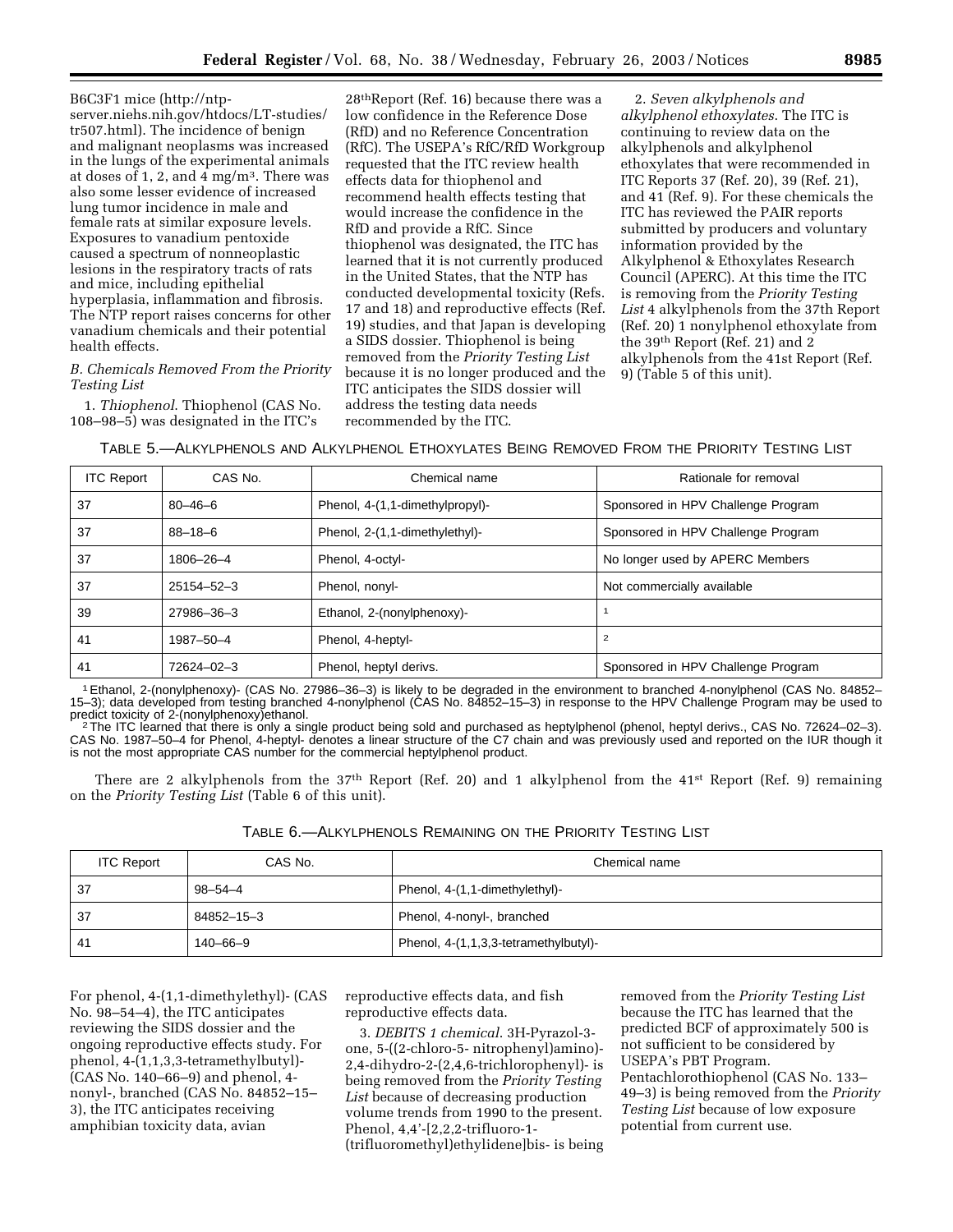B6C3F1 mice (http://ntp-server.niehs.nih.gov/htdocs/LT-studies/tr507.html). The incidence of benign and malignant neoplasms was increased in the lungs of the experimental animals at doses of 1, 2, and 4 mg/m$^3$. There was also some lesser evidence of increased lung tumor incidence in male and female rats at similar exposure levels. Exposures to vanadium pentoxide caused a spectrum of nonneoplastic lesions in the respiratory tracts of rats and mice, including epithelial hyperplasia, inflammation and fibrosis. The NTP report raises concerns for other vanadium chemicals and their potential health effects.

*B. Chemicals Removed From the Priority Testing List*

1. *Thiophenol*. Thiophenol (CAS No. 108–98–5) was designated in the ITC's 28th Report (Ref. 16) because there was a low confidence in the Reference Dose (RfD) and no Reference Concentration (RfC). The USEPA's RfC/RfD Workgroup requested that the ITC review health effects data for thiophenol and recommend health effects testing that would increase the confidence in the RfD and provide a RfC. Since thiophenol was designated, the ITC has learned that it is not currently produced in the United States, that the NTP has conducted developmental toxicity (Refs. 17 and 18) and reproductive effects (Ref. 19) studies, and that Japan is developing a SIDS dossier. Thiophenol is being removed from the *Priority Testing List* because it is no longer produced and the ITC anticipates the SIDS dossier will address the testing data needs recommended by the ITC.

2. *Seven alkylphenols and alkylphenol ethoxylates*. The ITC is continuing to review data on the alkylphenols and alkylphenol ethoxylates that were recommended in ITC Reports 37 (Ref. 20), 39 (Ref. 21), and 41 (Ref. 9). For these chemicals the ITC has reviewed the PAIR reports submitted by producers and voluntary information provided by the Alkylphenol & Ethoxylates Research Council (APERC). At this time the ITC is removing from the *Priority Testing List* 4 alkylphenols from the 37th Report (Ref. 20) 1 nonylphenol ethoxylate from the 39th Report (Ref. 21) and 2 alkylphenols from the 41st Report (Ref. 9) (Table 5 of this unit).

TABLE 5.—ALKYLPHENOLS AND ALKYLPHENOL ETHOXYLATES BEING REMOVED FROM THE PRIORITY TESTING LIST

| ITC Report | CAS No. | Chemical name | Rationale for removal |
|---|---|---|---|
| 37 | 80–46–6 | Phenol, 4-(1,1-dimethylpropyl)- | Sponsored in HPV Challenge Program |
| 37 | 88–18–6 | Phenol, 2-(1,1-dimethylethyl)- | Sponsored in HPV Challenge Program |
| 37 | 1806–26–4 | Phenol, 4-octyl- | No longer used by APERC Members |
| 37 | 25154–52–3 | Phenol, nonyl- | Not commercially available |
| 39 | 27986–36–3 | Ethanol, 2-(nonylphenoxy)- | [1] |
| 41 | 1987–50–4 | Phenol, 4-heptyl- | [2] |
| 41 | 72624–02–3 | Phenol, heptyl derivs. | Sponsored in HPV Challenge Program |

[1] Ethanol, 2-(nonylphenoxy)- (CAS No. 27986–36–3) is likely to be degraded in the environment to branched 4-nonylphenol (CAS No. 84852–15–3); data developed from testing branched 4-nonylphenol (CAS No. 84852–15–3) in response to the HPV Challenge Program may be used to predict toxicity of 2-(nonylphenoxy)ethanol.

[2] The ITC learned that there is only a single product being sold and purchased as heptylphenol (phenol, heptyl derivs., CAS No. 72624–02–3). CAS No. 1987–50–4 for Phenol, 4-heptyl- denotes a linear structure of the C7 chain and was previously used and reported on the IUR though it is not the most appropriate CAS number for the commercial heptylphenol product.

There are 2 alkylphenols from the 37th Report (Ref. 20) and 1 alkylphenol from the 41st Report (Ref. 9) remaining on the *Priority Testing List* (Table 6 of this unit).

TABLE 6.—ALKYLPHENOLS REMAINING ON THE PRIORITY TESTING LIST

| ITC Report | CAS No. | Chemical name |
|---|---|---|
| 37 | 98–54–4 | Phenol, 4-(1,1-dimethylethyl)- |
| 37 | 84852–15–3 | Phenol, 4-nonyl-, branched |
| 41 | 140–66–9 | Phenol, 4-(1,1,3,3-tetramethylbutyl)- |

For phenol, 4-(1,1-dimethylethyl)- (CAS No. 98–54–4), the ITC anticipates reviewing the SIDS dossier and the ongoing reproductive effects study. For phenol, 4-(1,1,3,3-tetramethylbutyl)- (CAS No. 140–66–9) and phenol, 4-nonyl-, branched (CAS No. 84852–15–3), the ITC anticipates receiving amphibian toxicity data, avian reproductive effects data, and fish reproductive effects data.

3. *DEBITS 1 chemical*. 3H-Pyrazol-3-one, 5-((2-chloro-5- nitrophenyl)amino)-2,4-dihydro-2-(2,4,6-trichlorophenyl)- is being removed from the *Priority Testing List* because of decreasing production volume trends from 1990 to the present. Phenol, 4,4'-[2,2,2-trifluoro-1-(trifluoromethyl)ethylidene]bis- is being removed from the *Priority Testing List* because the ITC has learned that the predicted BCF of approximately 500 is not sufficient to be considered by USEPA's PBT Program. Pentachlorothiophenol (CAS No. 133–49–3) is being removed from the *Priority Testing List* because of low exposure potential from current use.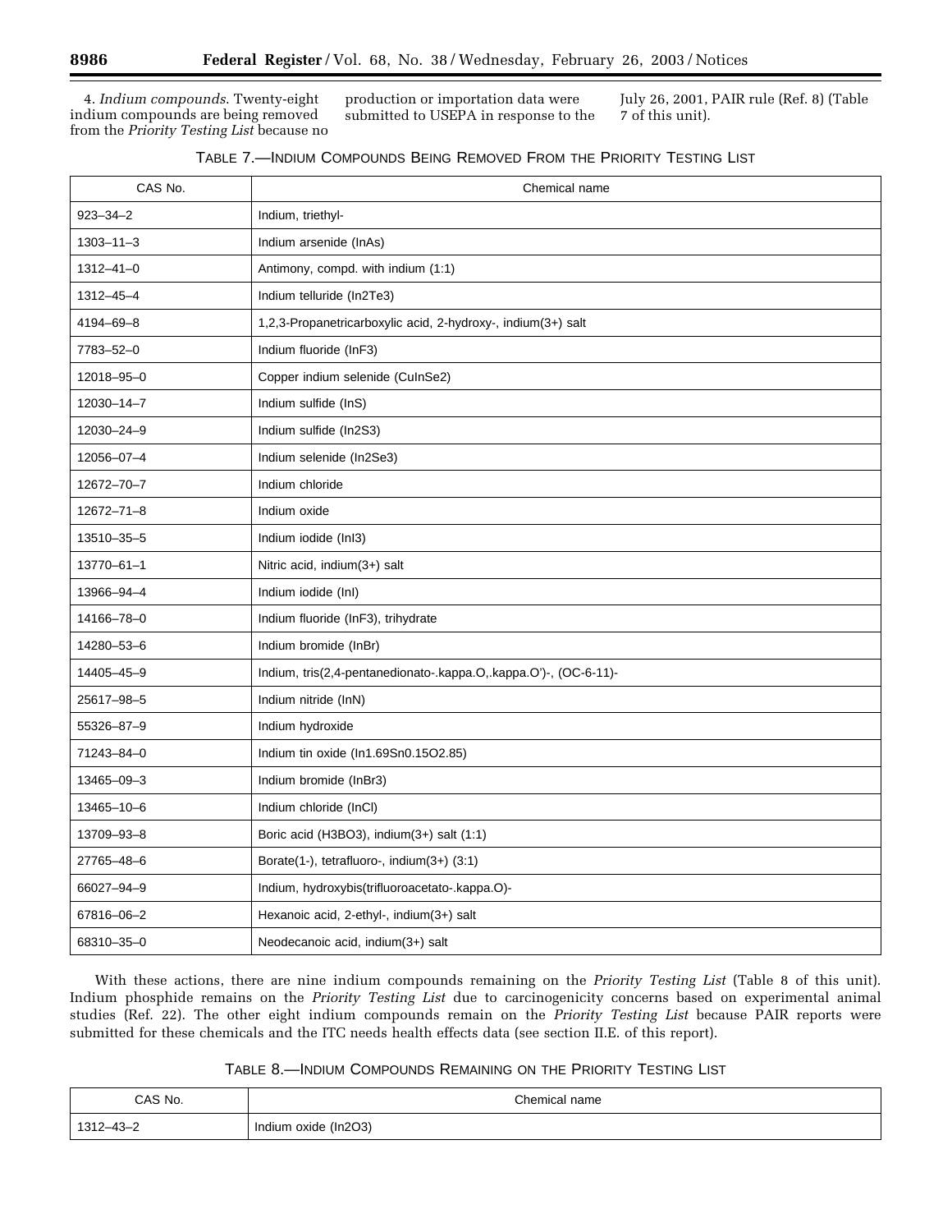4. *Indium compounds*. Twenty-eight indium compounds are being removed from the *Priority Testing List* because no production or importation data were submitted to USEPA in response to the July 26, 2001, PAIR rule (Ref. 8) (Table 7 of this unit).

TABLE 7.—INDIUM COMPOUNDS BEING REMOVED FROM THE PRIORITY TESTING LIST

| CAS No. | Chemical name |
|---|---|
| 923–34–2 | Indium, triethyl- |
| 1303–11–3 | Indium arsenide (InAs) |
| 1312–41–0 | Antimony, compd. with indium (1:1) |
| 1312–45–4 | Indium telluride (In2Te3) |
| 4194–69–8 | 1,2,3-Propanetricarboxylic acid, 2-hydroxy-, indium(3+) salt |
| 7783–52–0 | Indium fluoride (InF3) |
| 12018–95–0 | Copper indium selenide (CuInSe2) |
| 12030–14–7 | Indium sulfide (InS) |
| 12030–24–9 | Indium sulfide (In2S3) |
| 12056–07–4 | Indium selenide (In2Se3) |
| 12672–70–7 | Indium chloride |
| 12672–71–8 | Indium oxide |
| 13510–35–5 | Indium iodide (InI3) |
| 13770–61–1 | Nitric acid, indium(3+) salt |
| 13966–94–4 | Indium iodide (InI) |
| 14166–78–0 | Indium fluoride (InF3), trihydrate |
| 14280–53–6 | Indium bromide (InBr) |
| 14405–45–9 | Indium, tris(2,4-pentanedionato-.kappa.O,.kappa.O')-, (OC-6-11)- |
| 25617–98–5 | Indium nitride (InN) |
| 55326–87–9 | Indium hydroxide |
| 71243–84–0 | Indium tin oxide (In1.69Sn0.15O2.85) |
| 13465–09–3 | Indium bromide (InBr3) |
| 13465–10–6 | Indium chloride (InCl) |
| 13709–93–8 | Boric acid (H3BO3), indium(3+) salt (1:1) |
| 27765–48–6 | Borate(1-), tetrafluoro-, indium(3+) (3:1) |
| 66027–94–9 | Indium, hydroxybis(trifluoroacetato-.kappa.O)- |
| 67816–06–2 | Hexanoic acid, 2-ethyl-, indium(3+) salt |
| 68310–35–0 | Neodecanoic acid, indium(3+) salt |

With these actions, there are nine indium compounds remaining on the *Priority Testing List* (Table 8 of this unit). Indium phosphide remains on the *Priority Testing List* due to carcinogenicity concerns based on experimental animal studies (Ref. 22). The other eight indium compounds remain on the *Priority Testing List* because PAIR reports were submitted for these chemicals and the ITC needs health effects data (see section II.E. of this report).

TABLE 8.—INDIUM COMPOUNDS REMAINING ON THE PRIORITY TESTING LIST

| CAS No. | Chemical name |
|---|---|
| 1312–43–2 | Indium oxide (In2O3) |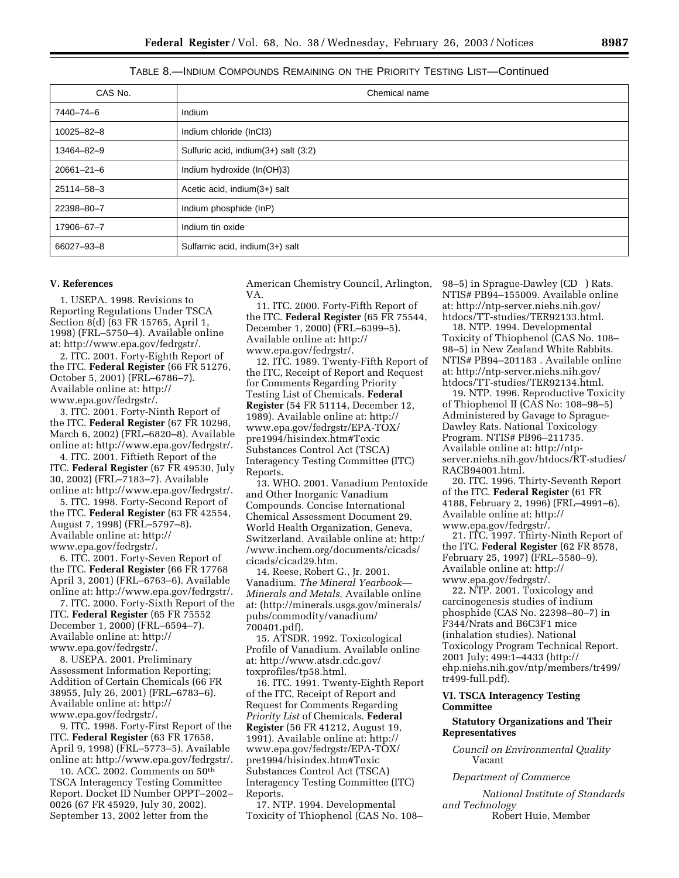TABLE 8.—INDIUM COMPOUNDS REMAINING ON THE PRIORITY TESTING LIST—Continued

| CAS No. | Chemical name |
|---|---|
| 7440–74–6 | Indium |
| 10025–82–8 | Indium chloride (InCl3) |
| 13464–82–9 | Sulfuric acid, indium(3+) salt (3:2) |
| 20661–21–6 | Indium hydroxide (In(OH)3) |
| 25114–58–3 | Acetic acid, indium(3+) salt |
| 22398–80–7 | Indium phosphide (InP) |
| 17906–67–7 | Indium tin oxide |
| 66027–93–8 | Sulfamic acid, indium(3+) salt |

**V. References**

1. USEPA. 1998. Revisions to Reporting Regulations Under TSCA Section 8(d) (63 FR 15765, April 1, 1998) (FRL–5750–4). Available online at: http://www.epa.gov/fedrgstr/.

2. ITC. 2001. Forty-Eighth Report of the ITC. **Federal Register** (66 FR 51276, October 5, 2001) (FRL–6786–7). Available online at: http://www.epa.gov/fedrgstr/.

3. ITC. 2001. Forty-Ninth Report of the ITC. **Federal Register** (67 FR 10298, March 6, 2002) (FRL–6820–8). Available online at: http://www.epa.gov/fedrgstr/.

4. ITC. 2001. Fiftieth Report of the ITC. **Federal Register** (67 FR 49530, July 30, 2002) (FRL–7183–7). Available online at: http://www.epa.gov/fedrgstr/.

5. ITC. 1998. Forty-Second Report of the ITC. **Federal Register** (63 FR 42554, August 7, 1998) (FRL–5797–8). Available online at: http://www.epa.gov/fedrgstr/.

6. ITC. 2001. Forty-Seven Report of the ITC. **Federal Register** (66 FR 17768 April 3, 2001) (FRL–6763–6). Available online at: http://www.epa.gov/fedrgstr/.

7. ITC. 2000. Forty-Sixth Report of the ITC. **Federal Register** (65 FR 75552 December 1, 2000) (FRL–6594–7). Available online at: http://www.epa.gov/fedrgstr/.

8. USEPA. 2001. Preliminary Assessment Information Reporting; Addition of Certain Chemicals (66 FR 38955, July 26, 2001) (FRL–6783–6). Available online at: http://www.epa.gov/fedrgstr/.

9. ITC. 1998. Forty-First Report of the ITC. **Federal Register** (63 FR 17658, April 9, 1998) (FRL–5773–5). Available online at: http://www.epa.gov/fedrgstr/.

10. ACC. 2002. Comments on 50th TSCA Interagency Testing Committee Report. Docket ID Number OPPT–2002–0026 (67 FR 45929, July 30, 2002). September 13, 2002 letter from the American Chemistry Council, Arlington, VA.

11. ITC. 2000. Forty-Fifth Report of the ITC. **Federal Register** (65 FR 75544, December 1, 2000) (FRL–6399–5). Available online at: http://www.epa.gov/fedrgstr/.

12. ITC. 1989. Twenty-Fifth Report of the ITC, Receipt of Report and Request for Comments Regarding Priority Testing List of Chemicals. **Federal Register** (54 FR 51114, December 12, 1989). Available online at: http://www.epa.gov/fedrgstr/EPA-TOX/pre1994/hisindex.htm#Toxic Substances Control Act (TSCA) Interagency Testing Committee (ITC) Reports.

13. WHO. 2001. Vanadium Pentoxide and Other Inorganic Vanadium Compounds. Concise International Chemical Assessment Document 29. World Health Organization, Geneva, Switzerland. Available online at: http://www.inchem.org/documents/cicads/cicads/cicad29.htm.

14. Reese, Robert G., Jr. 2001. Vanadium. *The Mineral Yearbook—Minerals and Metals*. Available online at: (http://minerals.usgs.gov/minerals/pubs/commodity/vanadium/700401.pdf).

15. ATSDR. 1992. Toxicological Profile of Vanadium. Available online at: http://www.atsdr.cdc.gov/toxprofiles/tp58.html.

16. ITC. 1991. Twenty-Eighth Report of the ITC, Receipt of Report and Request for Comments Regarding *Priority List* of Chemicals. **Federal Register** (56 FR 41212, August 19, 1991). Available online at: http://www.epa.gov/fedrgstr/EPA-TOX/pre1994/hisindex.htm#Toxic Substances Control Act (TSCA) Interagency Testing Committee (ITC) Reports.

17. NTP. 1994. Developmental Toxicity of Thiophenol (CAS No. 108–98–5) in Sprague-Dawley (CD ) Rats. NTIS# PB94–155009. Available online at: http://ntp-server.niehs.nih.gov/htdocs/TT-studies/TER92133.html.

18. NTP. 1994. Developmental Toxicity of Thiophenol (CAS No. 108–98–5) in New Zealand White Rabbits. NTIS# PB94–201183 . Available online at: http://ntp-server.niehs.nih.gov/htdocs/TT-studies/TER92134.html.

19. NTP. 1996. Reproductive Toxicity of Thiophenol II (CAS No: 108–98–5) Administered by Gavage to Sprague-Dawley Rats. National Toxicology Program. NTIS# PB96–211735. Available online at: http://ntp-server.niehs.nih.gov/htdocs/RT-studies/RACB94001.html.

20. ITC. 1996. Thirty-Seventh Report of the ITC. **Federal Register** (61 FR 4188, February 2, 1996) (FRL–4991–6). Available online at: http://www.epa.gov/fedrgstr/.

21. ITC. 1997. Thirty-Ninth Report of the ITC. **Federal Register** (62 FR 8578, February 25, 1997) (FRL–5580–9). Available online at: http://www.epa.gov/fedrgstr/.

22. NTP. 2001. Toxicology and carcinogenesis studies of indium phosphide (CAS No. 22398–80–7) in F344/Nrats and B6C3F1 mice (inhalation studies). National Toxicology Program Technical Report. 2001 July; 499:1–4433 (http://ehp.niehs.nih.gov/ntp/members/tr499/tr499-full.pdf).

**VI. TSCA Interagency Testing Committee**

**Statutory Organizations and Their Representatives**

*Council on Environmental Quality*
Vacant

*Department of Commerce*

*National Institute of Standards and Technology*
Robert Huie, Member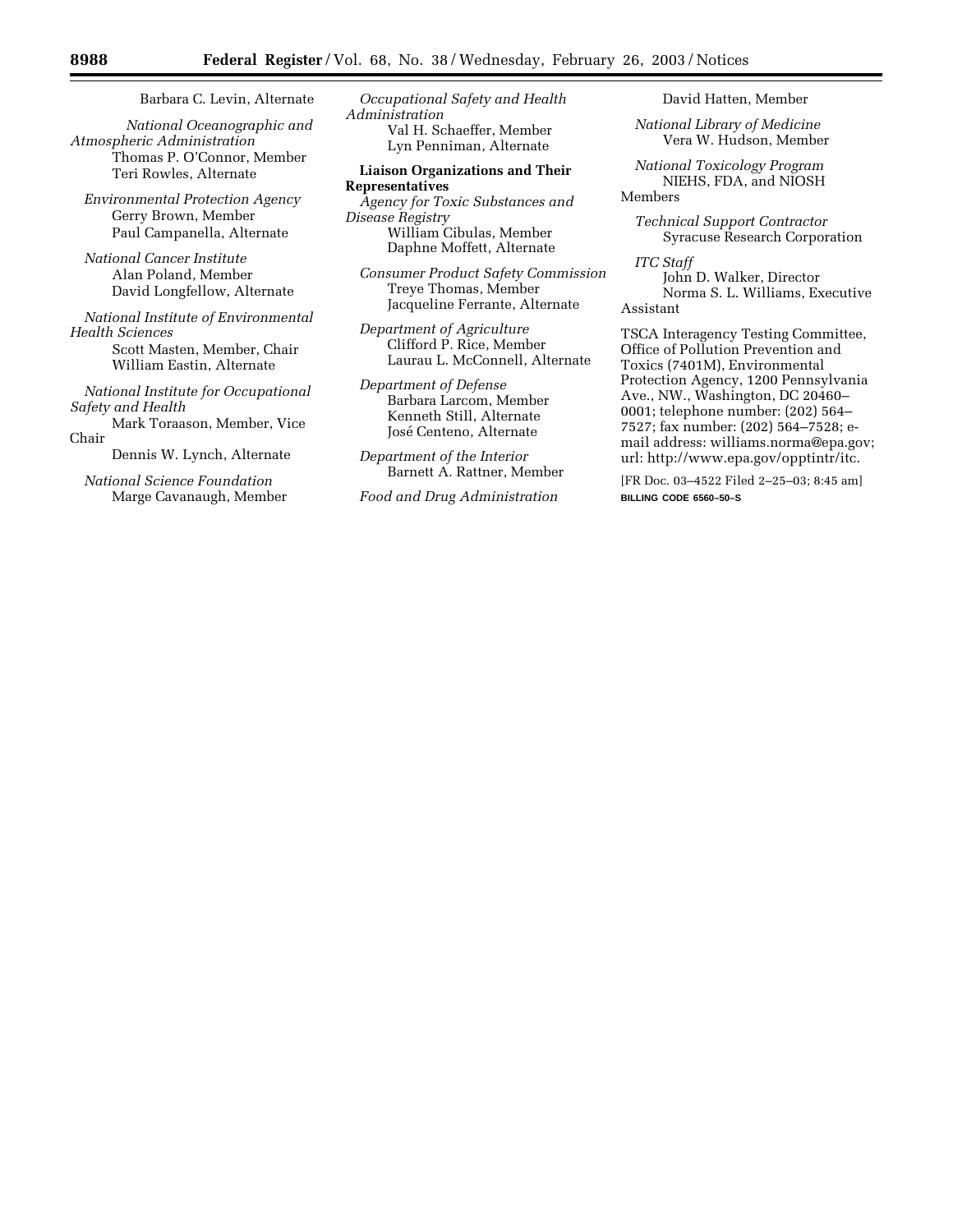Barbara C. Levin, Alternate

*National Oceanographic and Atmospheric Administration*
Thomas P. O'Connor, Member
Teri Rowles, Alternate

*Environmental Protection Agency*
Gerry Brown, Member
Paul Campanella, Alternate

*National Cancer Institute*
Alan Poland, Member
David Longfellow, Alternate

*National Institute of Environmental Health Sciences*
Scott Masten, Member, Chair
William Eastin, Alternate

*National Institute for Occupational Safety and Health*
Mark Toraason, Member, Vice Chair
Dennis W. Lynch, Alternate

*National Science Foundation*
Marge Cavanaugh, Member

*Occupational Safety and Health Administration*
Val H. Schaeffer, Member
Lyn Penniman, Alternate

**Liaison Organizations and Their Representatives**

*Agency for Toxic Substances and Disease Registry*
William Cibulas, Member
Daphne Moffett, Alternate

*Consumer Product Safety Commission*
Treye Thomas, Member
Jacqueline Ferrante, Alternate

*Department of Agriculture*
Clifford P. Rice, Member
Laurau L. McConnell, Alternate

*Department of Defense*
Barbara Larcom, Member
Kenneth Still, Alternate
José Centeno, Alternate

*Department of the Interior*
Barnett A. Rattner, Member

*Food and Drug Administration*
David Hatten, Member

*National Library of Medicine*
Vera W. Hudson, Member

*National Toxicology Program*
NIEHS, FDA, and NIOSH Members

*Technical Support Contractor*
Syracuse Research Corporation

*ITC Staff*
John D. Walker, Director
Norma S. L. Williams, Executive Assistant

TSCA Interagency Testing Committee, Office of Pollution Prevention and Toxics (7401M), Environmental Protection Agency, 1200 Pennsylvania Ave., NW., Washington, DC 20460–0001; telephone number: (202) 564–7527; fax number: (202) 564–7528; e-mail address: williams.norma@epa.gov; url: http://www.epa.gov/opptintr/itc.

[FR Doc. 03–4522 Filed 2–25–03; 8:45 am]

**BILLING CODE 6560–50–S**